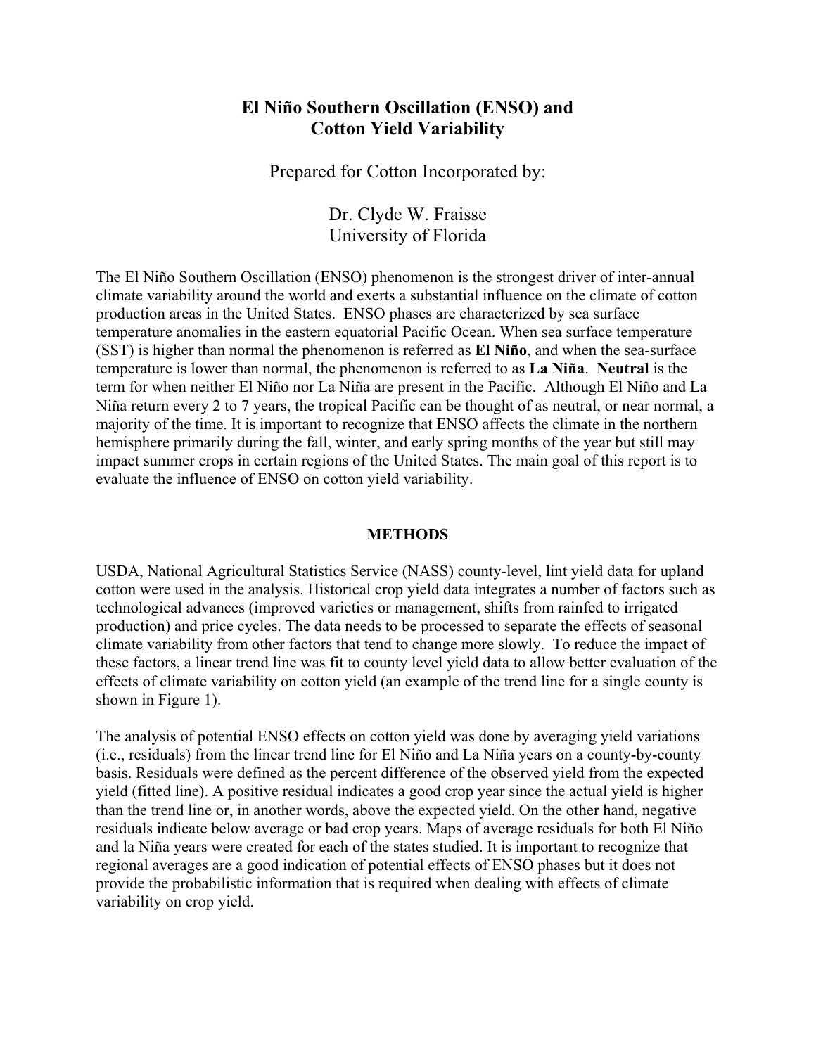# El Niño Southern Oscillation (ENSO) and Cotton Yield Variability

Prepared for Cotton Incorporated by:

Dr. Clyde W. Fraisse
University of Florida

The El Niño Southern Oscillation (ENSO) phenomenon is the strongest driver of inter-annual climate variability around the world and exerts a substantial influence on the climate of cotton production areas in the United States. ENSO phases are characterized by sea surface temperature anomalies in the eastern equatorial Pacific Ocean. When sea surface temperature (SST) is higher than normal the phenomenon is referred as **El Niño**, and when the sea-surface temperature is lower than normal, the phenomenon is referred to as **La Niña**. **Neutral** is the term for when neither El Niño nor La Niña are present in the Pacific. Although El Niño and La Niña return every 2 to 7 years, the tropical Pacific can be thought of as neutral, or near normal, a majority of the time. It is important to recognize that ENSO affects the climate in the northern hemisphere primarily during the fall, winter, and early spring months of the year but still may impact summer crops in certain regions of the United States. The main goal of this report is to evaluate the influence of ENSO on cotton yield variability.

## METHODS

USDA, National Agricultural Statistics Service (NASS) county-level, lint yield data for upland cotton were used in the analysis. Historical crop yield data integrates a number of factors such as technological advances (improved varieties or management, shifts from rainfed to irrigated production) and price cycles. The data needs to be processed to separate the effects of seasonal climate variability from other factors that tend to change more slowly. To reduce the impact of these factors, a linear trend line was fit to county level yield data to allow better evaluation of the effects of climate variability on cotton yield (an example of the trend line for a single county is shown in Figure 1).

The analysis of potential ENSO effects on cotton yield was done by averaging yield variations (i.e., residuals) from the linear trend line for El Niño and La Niña years on a county-by-county basis. Residuals were defined as the percent difference of the observed yield from the expected yield (fitted line). A positive residual indicates a good crop year since the actual yield is higher than the trend line or, in another words, above the expected yield. On the other hand, negative residuals indicate below average or bad crop years. Maps of average residuals for both El Niño and la Niña years were created for each of the states studied. It is important to recognize that regional averages are a good indication of potential effects of ENSO phases but it does not provide the probabilistic information that is required when dealing with effects of climate variability on crop yield.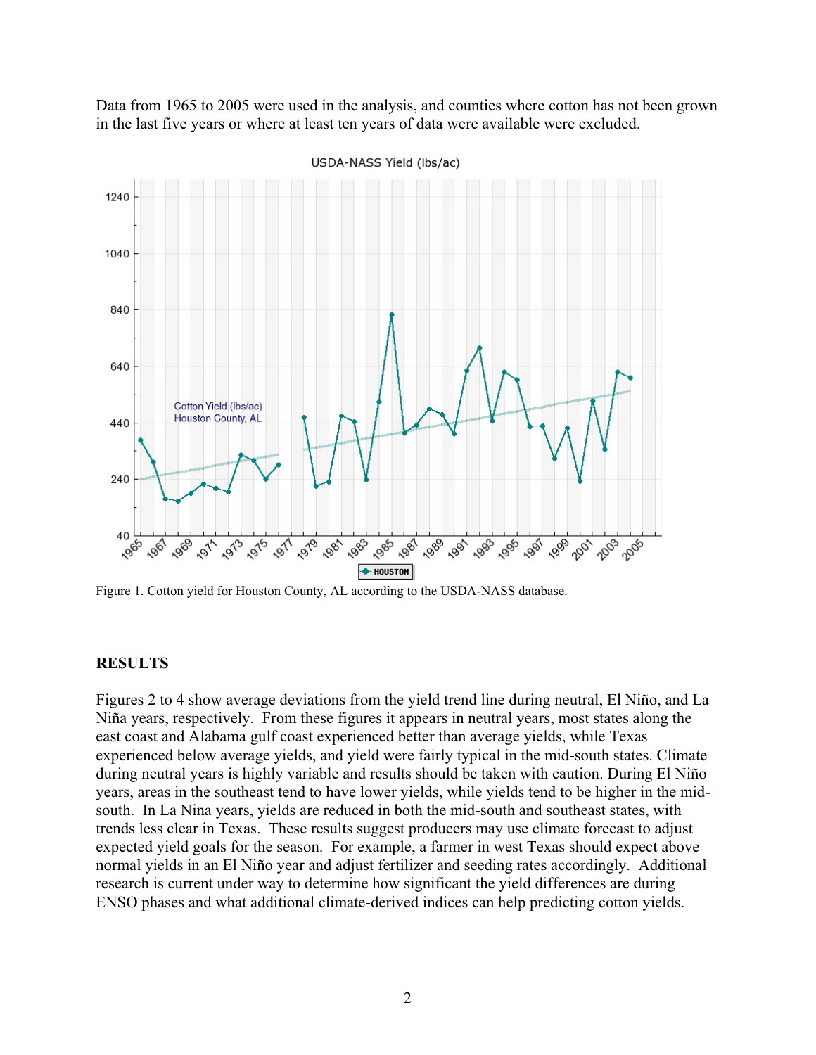Data from 1965 to 2005 were used in the analysis, and counties where cotton has not been grown in the last five years or where at least ten years of data were available were excluded.

Figure 1. Cotton yield for Houston County, AL according to the USDA-NASS database.

## RESULTS

Figures 2 to 4 show average deviations from the yield trend line during neutral, El Niño, and La Niña years, respectively. From these figures it appears in neutral years, most states along the east coast and Alabama gulf coast experienced better than average yields, while Texas experienced below average yields, and yield were fairly typical in the mid-south states. Climate during neutral years is highly variable and results should be taken with caution. During El Niño years, areas in the southeast tend to have lower yields, while yields tend to be higher in the mid-south. In La Nina years, yields are reduced in both the mid-south and southeast states, with trends less clear in Texas. These results suggest producers may use climate forecast to adjust expected yield goals for the season. For example, a farmer in west Texas should expect above normal yields in an El Niño year and adjust fertilizer and seeding rates accordingly. Additional research is current under way to determine how significant the yield differences are during ENSO phases and what additional climate-derived indices can help predicting cotton yields.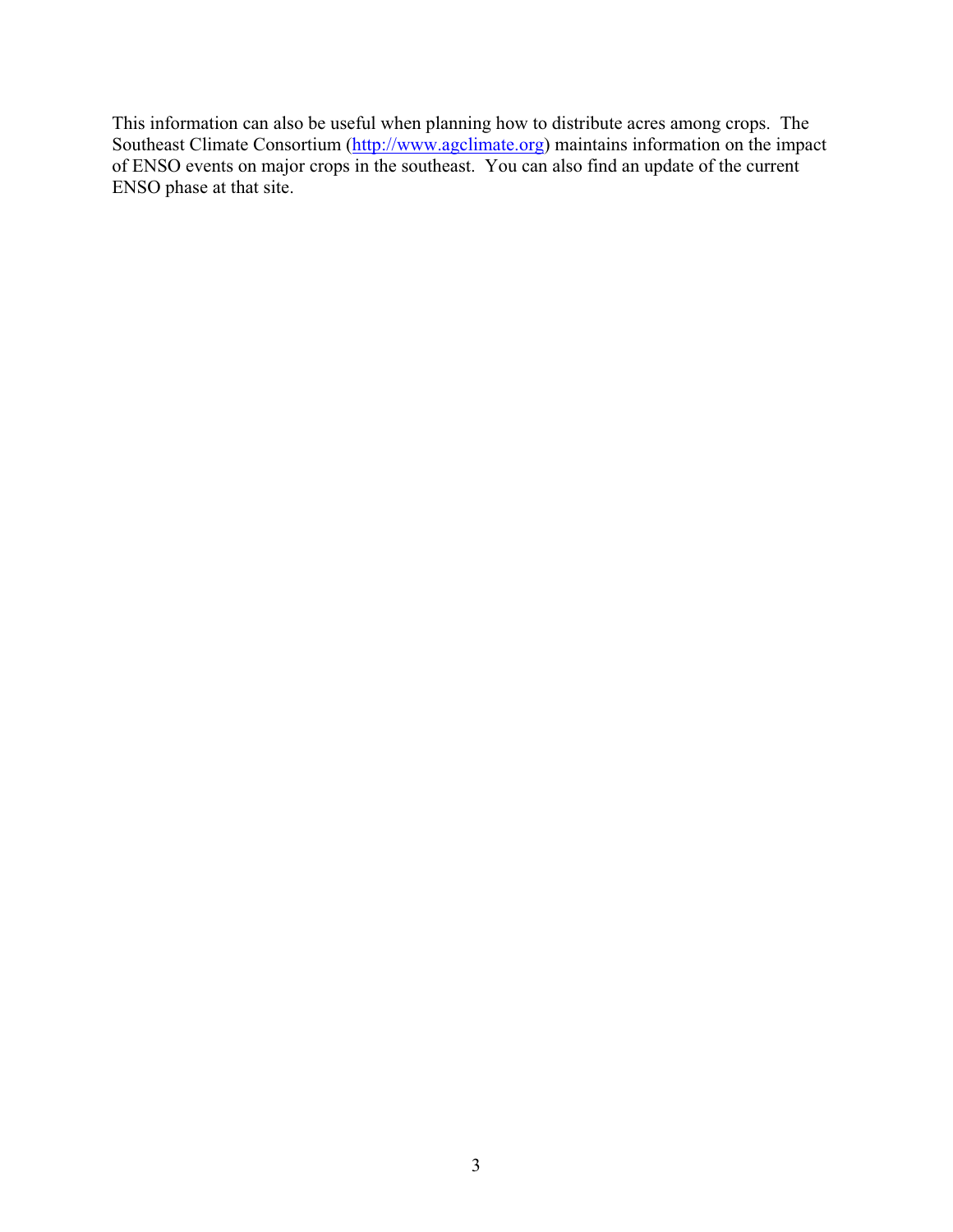This information can also be useful when planning how to distribute acres among crops. The Southeast Climate Consortium ([http://www.agclimate.org](http://www.agclimate.org)) maintains information on the impact of ENSO events on major crops in the southeast. You can also find an update of the current ENSO phase at that site.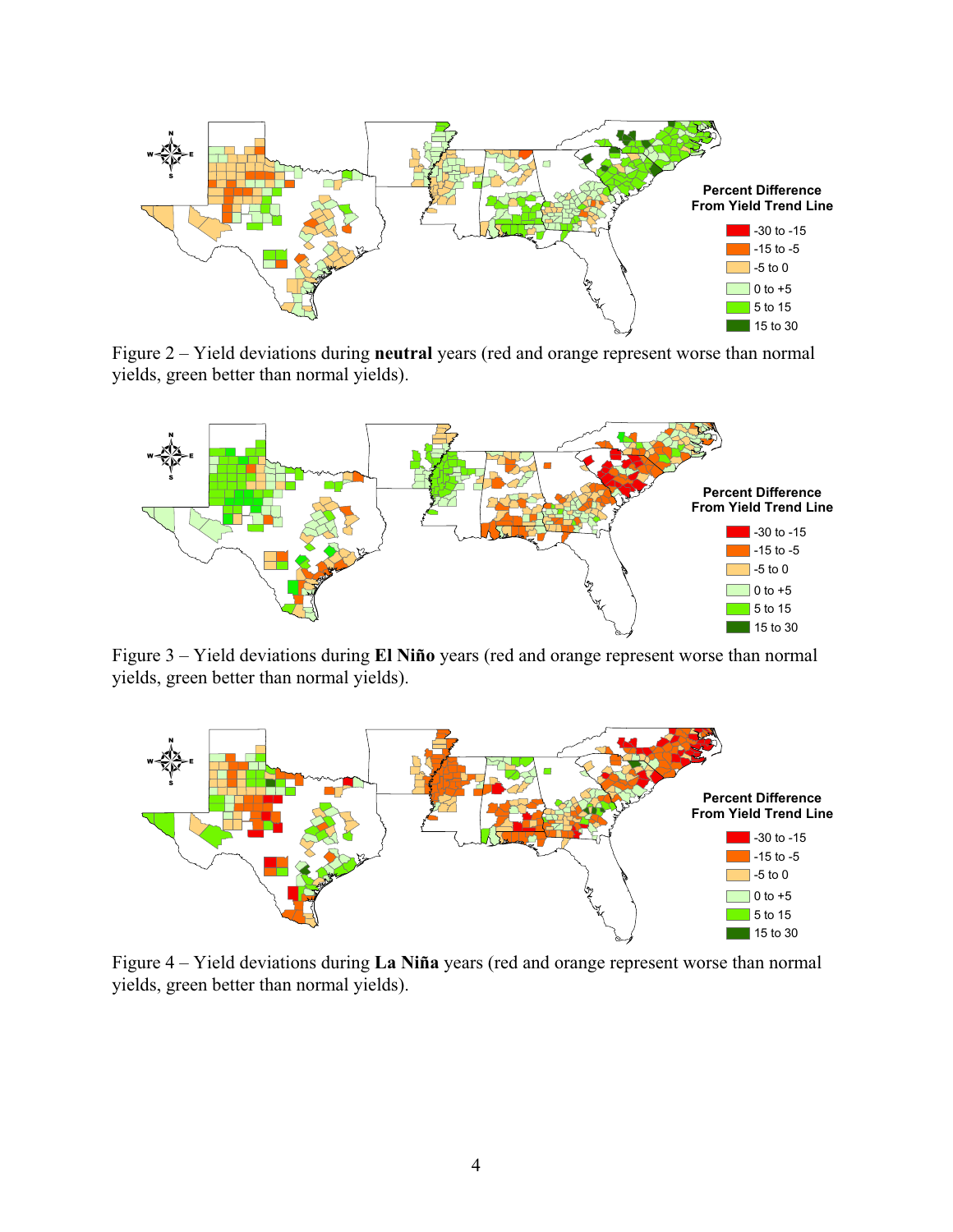Percent Difference From Yield Trend Line

-30 to -15

-15 to -5

-5 to 0

0 to +5

5 to 15

15 to 30

Figure 2 – Yield deviations during **neutral** years (red and orange represent worse than normal yields, green better than normal yields).

Percent Difference From Yield Trend Line

-30 to -15

-15 to -5

-5 to 0

0 to +5

5 to 15

15 to 30

Figure 3 – Yield deviations during **El Niño** years (red and orange represent worse than normal yields, green better than normal yields).

Percent Difference From Yield Trend Line

-30 to -15

-15 to -5

-5 to 0

0 to +5

5 to 15

15 to 30

Figure 4 – Yield deviations during **La Niña** years (red and orange represent worse than normal yields, green better than normal yields).